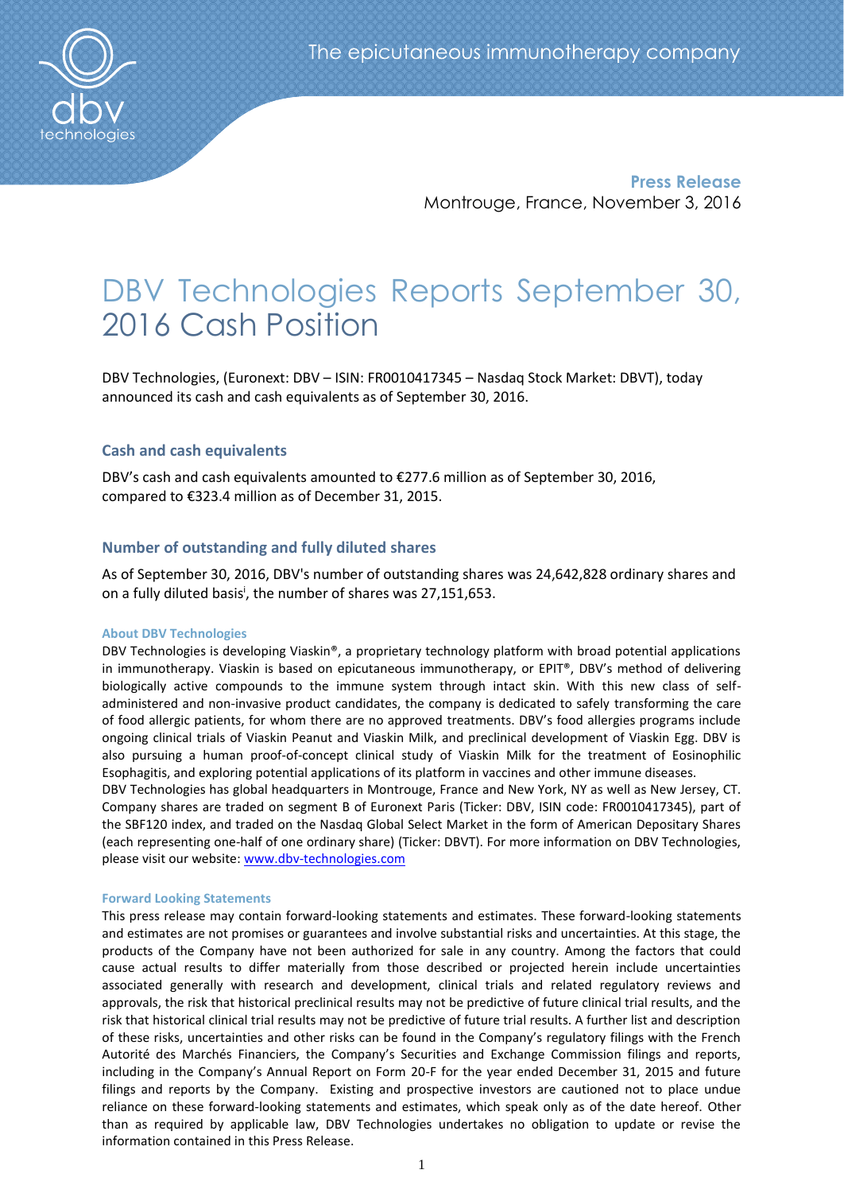**Press Release**

Montrouge, France, November 3, 2016

# DBV Technologies Reports September 30, 2016 Cash Position

DBV Technologies, (Euronext: DBV – ISIN: FR0010417345 – Nasdaq Stock Market: DBVT), today announced its cash and cash equivalents as of September 30, 2016.

## Cash and cash equivalents

DBV's cash and cash equivalents amounted to €277.6 million as of September 30, 2016, compared to €323.4 million as of December 31, 2015.

## Number of outstanding and fully diluted shares

As of September 30, 2016, DBV's number of outstanding shares was 24,642,828 ordinary shares and on a fully diluted basis[i], the number of shares was 27,151,653.

### About DBV Technologies

DBV Technologies is developing Viaskin®, a proprietary technology platform with broad potential applications in immunotherapy. Viaskin is based on epicutaneous immunotherapy, or EPIT®, DBV's method of delivering biologically active compounds to the immune system through intact skin. With this new class of self-administered and non-invasive product candidates, the company is dedicated to safely transforming the care of food allergic patients, for whom there are no approved treatments. DBV's food allergies programs include ongoing clinical trials of Viaskin Peanut and Viaskin Milk, and preclinical development of Viaskin Egg. DBV is also pursuing a human proof-of-concept clinical study of Viaskin Milk for the treatment of Eosinophilic Esophagitis, and exploring potential applications of its platform in vaccines and other immune diseases.
DBV Technologies has global headquarters in Montrouge, France and New York, NY as well as New Jersey, CT. Company shares are traded on segment B of Euronext Paris (Ticker: DBV, ISIN code: FR0010417345), part of the SBF120 index, and traded on the Nasdaq Global Select Market in the form of American Depositary Shares (each representing one-half of one ordinary share) (Ticker: DBVT). For more information on DBV Technologies, please visit our website: www.dbv-technologies.com

### Forward Looking Statements

This press release may contain forward-looking statements and estimates. These forward-looking statements and estimates are not promises or guarantees and involve substantial risks and uncertainties. At this stage, the products of the Company have not been authorized for sale in any country. Among the factors that could cause actual results to differ materially from those described or projected herein include uncertainties associated generally with research and development, clinical trials and related regulatory reviews and approvals, the risk that historical preclinical results may not be predictive of future clinical trial results, and the risk that historical clinical trial results may not be predictive of future trial results. A further list and description of these risks, uncertainties and other risks can be found in the Company's regulatory filings with the French Autorité des Marchés Financiers, the Company's Securities and Exchange Commission filings and reports, including in the Company's Annual Report on Form 20-F for the year ended December 31, 2015 and future filings and reports by the Company. Existing and prospective investors are cautioned not to place undue reliance on these forward-looking statements and estimates, which speak only as of the date hereof. Other than as required by applicable law, DBV Technologies undertakes no obligation to update or revise the information contained in this Press Release.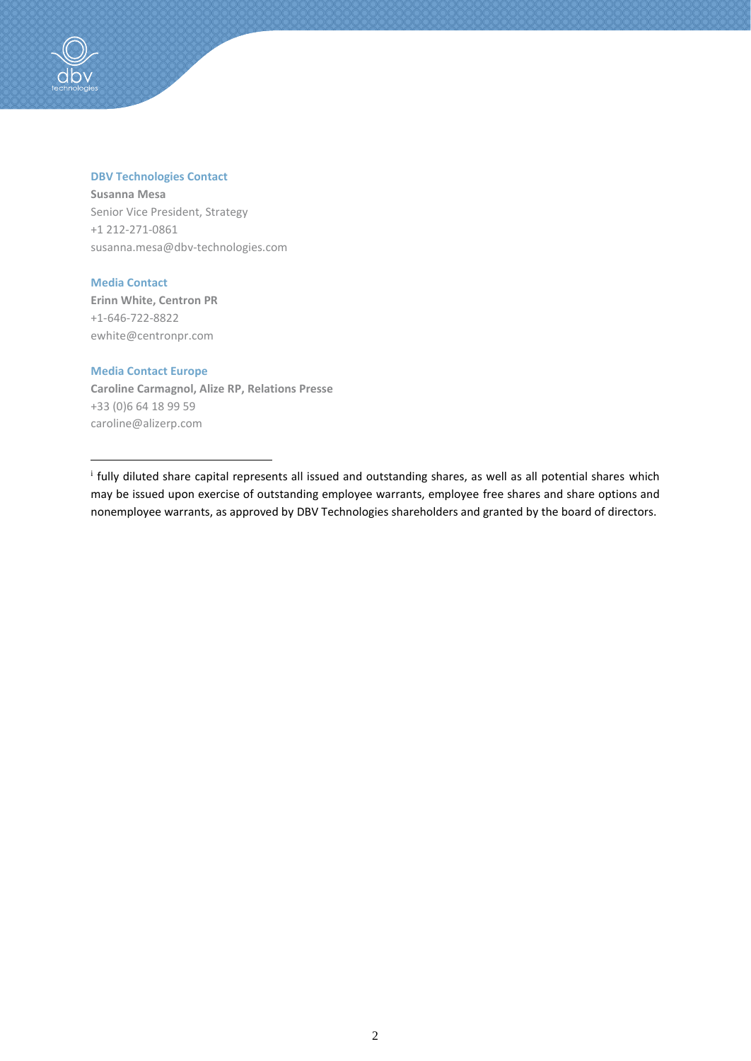**DBV Technologies Contact**
**Susanna Mesa**
Senior Vice President, Strategy
+1 212-271-0861
susanna.mesa@dbv-technologies.com

**Media Contact**
**Erinn White, Centron PR**
+1-646-722-8822
ewhite@centronpr.com

**Media Contact Europe**
**Caroline Carmagnol, Alize RP, Relations Presse**
+33 (0)6 64 18 99 59
caroline@alizerp.com

---

[i] fully diluted share capital represents all issued and outstanding shares, as well as all potential shares which may be issued upon exercise of outstanding employee warrants, employee free shares and share options and nonemployee warrants, as approved by DBV Technologies shareholders and granted by the board of directors.